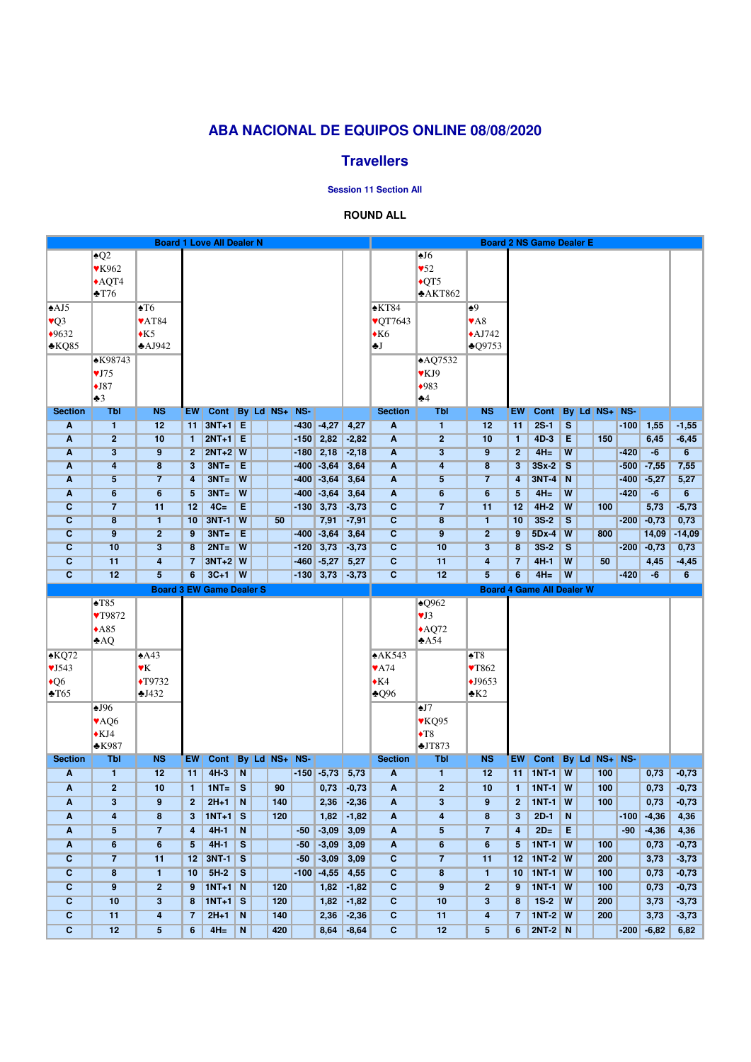# ABA NACIONAL DE EQUIPOS ONLINE 08/08/2020

## Travellers

### Session 11 Section All

**ROUND ALL**

### Board 1 Love All Dealer N

| | North | |
|---|---|---|
| | ♠Q2 ♥K962 ♦AQT4 ♣T76 | |
| **West** ♠AJ5 ♥Q3 ♦9632 ♣KQ85 | | **East** ♠T6 ♥AT84 ♦K5 ♣AJ942 |
| | ♠K98743 ♥J75 ♦J87 ♣3 | |
| | South | |

| Section | Tbl | NS | EW | Cont | By | Ld | NS+ | NS- | | |
|---|---|---|---|---|---|---|---|---|---|---|
| A | 1 | 12 | 11 | 3NT+1 | E | | | -430 | -4,27 | 4,27 |
| A | 2 | 10 | 1 | 2NT+1 | E | | | -150 | 2,82 | -2,82 |
| A | 3 | 9 | 2 | 2NT+2 | W | | | -180 | 2,18 | -2,18 |
| A | 4 | 8 | 3 | 3NT= | E | | | -400 | -3,64 | 3,64 |
| A | 5 | 7 | 4 | 3NT= | W | | | -400 | -3,64 | 3,64 |
| A | 6 | 6 | 5 | 3NT= | W | | | -400 | -3,64 | 3,64 |
| C | 7 | 11 | 12 | 4C= | E | | | -130 | 3,73 | -3,73 |
| C | 8 | 1 | 10 | 3NT-1 | W | | 50 | | 7,91 | -7,91 |
| C | 9 | 2 | 9 | 3NT= | E | | | -400 | -3,64 | 3,64 |
| C | 10 | 3 | 8 | 2NT= | W | | | -120 | 3,73 | -3,73 |
| C | 11 | 4 | 7 | 3NT+2 | W | | | -460 | -5,27 | 5,27 |
| C | 12 | 5 | 6 | 3C+1 | W | | | -130 | 3,73 | -3,73 |

### Board 2 NS Game Dealer E

| | North | |
|---|---|---|
| | ♠J6 ♥52 ♦QT5 ♣AKT862 | |
| **West** ♠KT84 ♥QT7643 ♦K6 ♣J | | **East** ♠9 ♥A8 ♦AJ742 ♣Q9753 |
| | ♠AQ7532 ♥KJ9 ♦983 ♣4 | |
| | South | |

| Section | Tbl | NS | EW | Cont | By | Ld | NS+ | NS- | | |
|---|---|---|---|---|---|---|---|---|---|---|
| A | 1 | 12 | 11 | 2S-1 | S | | | -100 | 1,55 | -1,55 |
| A | 2 | 10 | 1 | 4D-3 | E | | 150 | | 6,45 | -6,45 |
| A | 3 | 9 | 2 | 4H= | W | | | -420 | -6 | 6 |
| A | 4 | 8 | 3 | 3Sx-2 | S | | | -500 | -7,55 | 7,55 |
| A | 5 | 7 | 4 | 3NT-4 | N | | | -400 | -5,27 | 5,27 |
| A | 6 | 6 | 5 | 4H= | W | | | -420 | -6 | 6 |
| C | 7 | 11 | 12 | 4H-2 | W | | 100 | | 5,73 | -5,73 |
| C | 8 | 1 | 10 | 3S-2 | S | | | -200 | -0,73 | 0,73 |
| C | 9 | 2 | 9 | 5Dx-4 | W | | 800 | | 14,09 | -14,09 |
| C | 10 | 3 | 8 | 3S-2 | S | | | -200 | -0,73 | 0,73 |
| C | 11 | 4 | 7 | 4H-1 | W | | 50 | | 4,45 | -4,45 |
| C | 12 | 5 | 6 | 4H= | W | | | -420 | -6 | 6 |

### Board 3 EW Game Dealer S

| | North | |
|---|---|---|
| | ♠T85 ♥T9872 ♦A85 ♣AQ | |
| **West** ♠KQ72 ♥J543 ♦Q6 ♣T65 | | **East** ♠A43 ♥K ♦T9732 ♣J432 |
| | ♠J96 ♥AQ6 ♦KJ4 ♣K987 | |
| | South | |

| Section | Tbl | NS | EW | Cont | By | Ld | NS+ | NS- | | |
|---|---|---|---|---|---|---|---|---|---|---|
| A | 1 | 12 | 11 | 4H-3 | N | | | -150 | -5,73 | 5,73 |
| A | 2 | 10 | 1 | 1NT= | S | | 90 | | 0,73 | -0,73 |
| A | 3 | 9 | 2 | 2H+1 | N | | 140 | | 2,36 | -2,36 |
| A | 4 | 8 | 3 | 1NT+1 | S | | 120 | | 1,82 | -1,82 |
| A | 5 | 7 | 4 | 4H-1 | N | | | -50 | -3,09 | 3,09 |
| A | 6 | 6 | 5 | 4H-1 | S | | | -50 | -3,09 | 3,09 |
| C | 7 | 11 | 12 | 3NT-1 | S | | | -50 | -3,09 | 3,09 |
| C | 8 | 1 | 10 | 5H-2 | S | | | -100 | -4,55 | 4,55 |
| C | 9 | 2 | 9 | 1NT+1 | N | | 120 | | 1,82 | -1,82 |
| C | 10 | 3 | 8 | 1NT+1 | S | | 120 | | 1,82 | -1,82 |
| C | 11 | 4 | 7 | 2H+1 | N | | 140 | | 2,36 | -2,36 |
| C | 12 | 5 | 6 | 4H= | N | | 420 | | 8,64 | -8,64 |

### Board 4 Game All Dealer W

| | North | |
|---|---|---|
| | ♠Q962 ♥J3 ♦AQ72 ♣A54 | |
| **West** ♠AK543 ♥A74 ♦K4 ♣Q96 | | **East** ♠T8 ♥T862 ♦J9653 ♣K2 |
| | ♠J7 ♥KQ95 ♦T8 ♣JT873 | |
| | South | |

| Section | Tbl | NS | EW | Cont | By | Ld | NS+ | NS- | | |
|---|---|---|---|---|---|---|---|---|---|---|
| A | 1 | 12 | 11 | 1NT-1 | W | | 100 | | 0,73 | -0,73 |
| A | 2 | 10 | 1 | 1NT-1 | W | | 100 | | 0,73 | -0,73 |
| A | 3 | 9 | 2 | 1NT-1 | W | | 100 | | 0,73 | -0,73 |
| A | 4 | 8 | 3 | 2D-1 | N | | | -100 | -4,36 | 4,36 |
| A | 5 | 7 | 4 | 2D= | E | | | -90 | -4,36 | 4,36 |
| A | 6 | 6 | 5 | 1NT-1 | W | | 100 | | 0,73 | -0,73 |
| C | 7 | 11 | 12 | 1NT-2 | W | | 200 | | 3,73 | -3,73 |
| C | 8 | 1 | 10 | 1NT-1 | W | | 100 | | 0,73 | -0,73 |
| C | 9 | 2 | 9 | 1NT-1 | W | | 100 | | 0,73 | -0,73 |
| C | 10 | 3 | 8 | 1S-2 | W | | 200 | | 3,73 | -3,73 |
| C | 11 | 4 | 7 | 1NT-2 | W | | 200 | | 3,73 | -3,73 |
| C | 12 | 5 | 6 | 2NT-2 | N | | | -200 | -6,82 | 6,82 |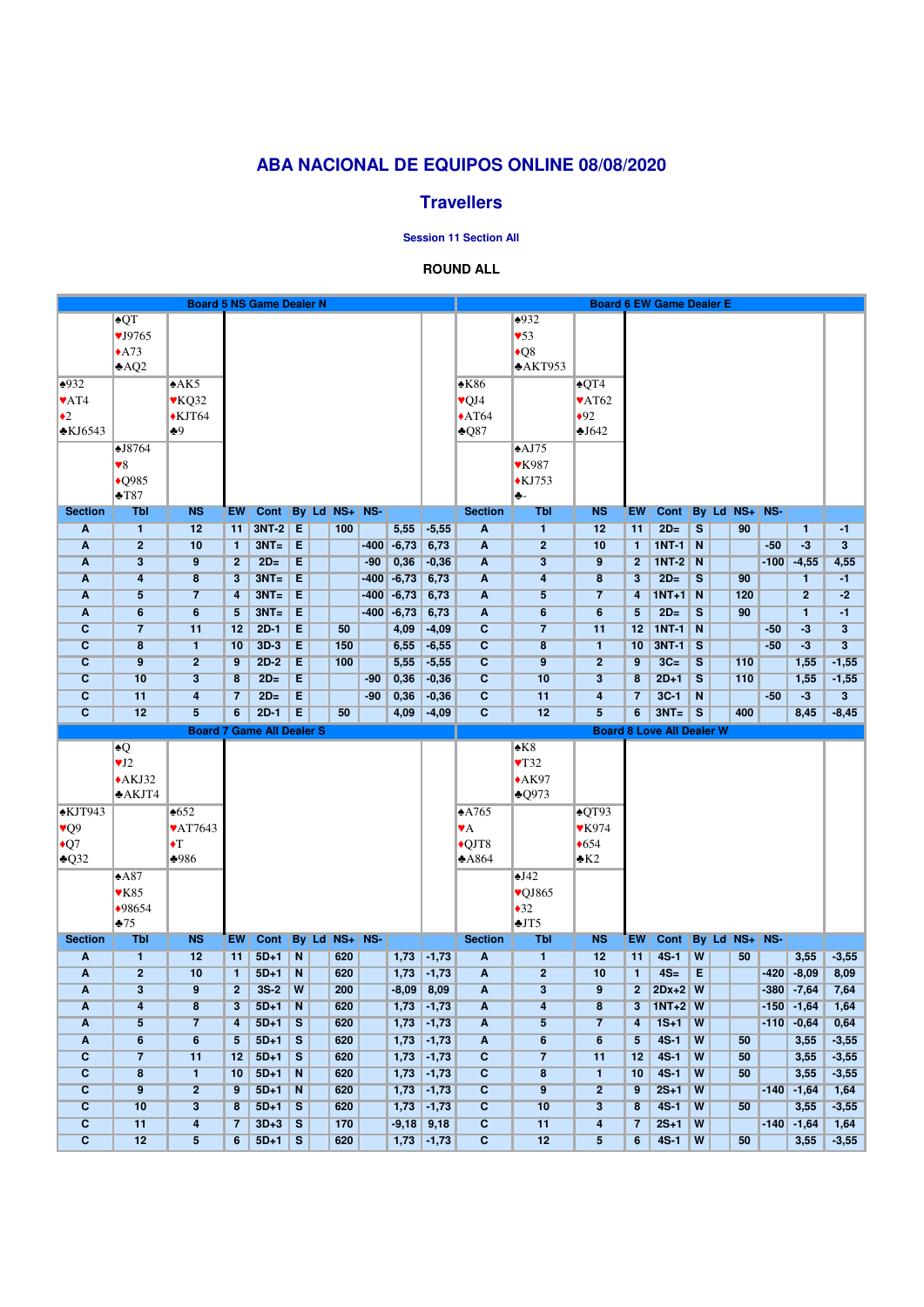# ABA NACIONAL DE EQUIPOS ONLINE 08/08/2020

## Travellers

### Session 11 Section All

**ROUND ALL**

## Board 5 NS Game Dealer N

| | North | |
|---|---|---|
| | ♠QT ♥J9765 ♦A73 ♣AQ2 | |
| **West** ♠932 ♥AT4 ♦2 ♣KJ6543 | | **East** ♠AK5 ♥KQ32 ♦KJT64 ♣9 |
| | ♠J8764 ♥8 ♦Q985 ♣T87 | |
| | South | |

| Section | Tbl | NS | EW | Cont | By | Ld | NS+ | NS- | | |
|---|---|---|---|---|---|---|---|---|---|---|
| A | 1 | 12 | 11 | 3NT-2 | E | | 100 | | 5,55 | -5,55 |
| A | 2 | 10 | 1 | 3NT= | E | | | -400 | -6,73 | 6,73 |
| A | 3 | 9 | 2 | 2D= | E | | | -90 | 0,36 | -0,36 |
| A | 4 | 8 | 3 | 3NT= | E | | | -400 | -6,73 | 6,73 |
| A | 5 | 7 | 4 | 3NT= | E | | | -400 | -6,73 | 6,73 |
| A | 6 | 6 | 5 | 3NT= | E | | | -400 | -6,73 | 6,73 |
| C | 7 | 11 | 12 | 2D-1 | E | | 50 | | 4,09 | -4,09 |
| C | 8 | 1 | 10 | 3D-3 | E | | 150 | | 6,55 | -6,55 |
| C | 9 | 2 | 9 | 2D-2 | E | | 100 | | 5,55 | -5,55 |
| C | 10 | 3 | 8 | 2D= | E | | | -90 | 0,36 | -0,36 |
| C | 11 | 4 | 7 | 2D= | E | | | -90 | 0,36 | -0,36 |
| C | 12 | 5 | 6 | 2D-1 | E | | 50 | | 4,09 | -4,09 |

## Board 6 EW Game Dealer E

| | North | |
|---|---|---|
| | ♠932 ♥53 ♦Q8 ♣AKT953 | |
| **West** ♠K86 ♥QJ4 ♦AT64 ♣Q87 | | **East** ♠QT4 ♥AT62 ♦92 ♣J642 |
| | ♠AJ75 ♥K987 ♦KJ753 ♣- | |
| | South | |

| Section | Tbl | NS | EW | Cont | By | Ld | NS+ | NS- | | |
|---|---|---|---|---|---|---|---|---|---|---|
| A | 1 | 12 | 11 | 2D= | S | | 90 | | 1 | -1 |
| A | 2 | 10 | 1 | 1NT-1 | N | | | -50 | -3 | 3 |
| A | 3 | 9 | 2 | 1NT-2 | N | | | -100 | -4,55 | 4,55 |
| A | 4 | 8 | 3 | 2D= | S | | 90 | | 1 | -1 |
| A | 5 | 7 | 4 | 1NT+1 | N | | 120 | | 2 | -2 |
| A | 6 | 6 | 5 | 2D= | S | | 90 | | 1 | -1 |
| C | 7 | 11 | 12 | 1NT-1 | N | | | -50 | -3 | 3 |
| C | 8 | 1 | 10 | 3NT-1 | S | | | -50 | -3 | 3 |
| C | 9 | 2 | 9 | 3C= | S | | 110 | | 1,55 | -1,55 |
| C | 10 | 3 | 8 | 2D+1 | S | | 110 | | 1,55 | -1,55 |
| C | 11 | 4 | 7 | 3C-1 | N | | | -50 | -3 | 3 |
| C | 12 | 5 | 6 | 3NT= | S | | 400 | | 8,45 | -8,45 |

## Board 7 Game All Dealer S

| | North | |
|---|---|---|
| | ♠Q ♥J2 ♦AKJ32 ♣AKJT4 | |
| **West** ♠KJT943 ♥Q9 ♦Q7 ♣Q32 | | **East** ♠652 ♥AT7643 ♦T ♣986 |
| | ♠A87 ♥K85 ♦98654 ♣75 | |
| | South | |

| Section | Tbl | NS | EW | Cont | By | Ld | NS+ | NS- | | |
|---|---|---|---|---|---|---|---|---|---|---|
| A | 1 | 12 | 11 | 5D+1 | N | | 620 | | 1,73 | -1,73 |
| A | 2 | 10 | 1 | 5D+1 | N | | 620 | | 1,73 | -1,73 |
| A | 3 | 9 | 2 | 3S-2 | W | | 200 | | -8,09 | 8,09 |
| A | 4 | 8 | 3 | 5D+1 | N | | 620 | | 1,73 | -1,73 |
| A | 5 | 7 | 4 | 5D+1 | S | | 620 | | 1,73 | -1,73 |
| A | 6 | 6 | 5 | 5D+1 | S | | 620 | | 1,73 | -1,73 |
| C | 7 | 11 | 12 | 5D+1 | S | | 620 | | 1,73 | -1,73 |
| C | 8 | 1 | 10 | 5D+1 | N | | 620 | | 1,73 | -1,73 |
| C | 9 | 2 | 9 | 5D+1 | N | | 620 | | 1,73 | -1,73 |
| C | 10 | 3 | 8 | 5D+1 | S | | 620 | | 1,73 | -1,73 |
| C | 11 | 4 | 7 | 3D+3 | S | | 170 | | -9,18 | 9,18 |
| C | 12 | 5 | 6 | 5D+1 | S | | 620 | | 1,73 | -1,73 |

## Board 8 Love All Dealer W

| | North | |
|---|---|---|
| | ♠K8 ♥T32 ♦AK97 ♣Q973 | |
| **West** ♠A765 ♥A ♦QJT8 ♣A864 | | **East** ♠QT93 ♥K974 ♦654 ♣K2 |
| | ♠J42 ♥QJ865 ♦32 ♣JT5 | |
| | South | |

| Section | Tbl | NS | EW | Cont | By | Ld | NS+ | NS- | | |
|---|---|---|---|---|---|---|---|---|---|---|
| A | 1 | 12 | 11 | 4S-1 | W | | 50 | | 3,55 | -3,55 |
| A | 2 | 10 | 1 | 4S= | E | | | -420 | -8,09 | 8,09 |
| A | 3 | 9 | 2 | 2Dx+2 | W | | | -380 | -7,64 | 7,64 |
| A | 4 | 8 | 3 | 1NT+2 | W | | | -150 | -1,64 | 1,64 |
| A | 5 | 7 | 4 | 1S+1 | W | | | -110 | -0,64 | 0,64 |
| A | 6 | 6 | 5 | 4S-1 | W | | 50 | | 3,55 | -3,55 |
| C | 7 | 11 | 12 | 4S-1 | W | | 50 | | 3,55 | -3,55 |
| C | 8 | 1 | 10 | 4S-1 | W | | 50 | | 3,55 | -3,55 |
| C | 9 | 2 | 9 | 2S+1 | W | | | -140 | -1,64 | 1,64 |
| C | 10 | 3 | 8 | 4S-1 | W | | 50 | | 3,55 | -3,55 |
| C | 11 | 4 | 7 | 2S+1 | W | | | -140 | -1,64 | 1,64 |
| C | 12 | 5 | 6 | 4S-1 | W | | 50 | | 3,55 | -3,55 |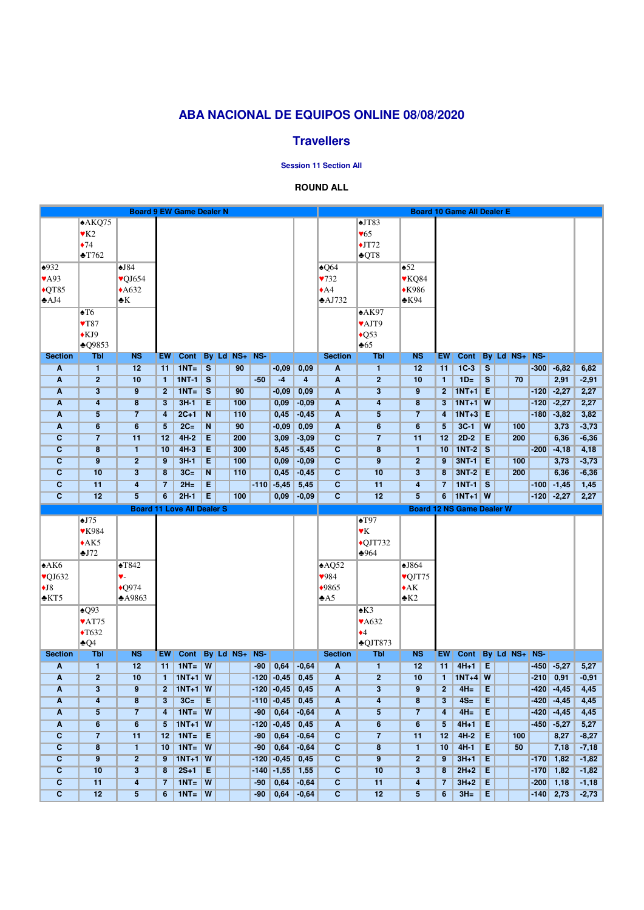# ABA NACIONAL DE EQUIPOS ONLINE 08/08/2020

## Travellers

**Session 11 Section All**

**ROUND ALL**

### Board 9 EW Game Dealer N

North: ♠AKQ75 ♥K2 ♦74 ♣T762
West: ♠932 ♥A93 ♦QT85 ♣AJ4
East: ♠J84 ♥QJ654 ♦A632 ♣K
South: ♠T6 ♥T87 ♦KJ9 ♣Q9853

| Section | Tbl | NS | EW | Cont | By | Ld | NS+ | NS- | | |
|---|---|---|---|---|---|---|---|---|---|---|
| A | 1 | 12 | 11 | 1NT= | S | | 90 | | -0,09 | 0,09 |
| A | 2 | 10 | 1 | 1NT-1 | S | | | -50 | -4 | 4 |
| A | 3 | 9 | 2 | 1NT= | S | | 90 | | -0,09 | 0,09 |
| A | 4 | 8 | 3 | 3H-1 | E | | 100 | | 0,09 | -0,09 |
| A | 5 | 7 | 4 | 2C+1 | N | | 110 | | 0,45 | -0,45 |
| A | 6 | 6 | 5 | 2C= | N | | 90 | | -0,09 | 0,09 |
| C | 7 | 11 | 12 | 4H-2 | E | | 200 | | 3,09 | -3,09 |
| C | 8 | 1 | 10 | 4H-3 | E | | 300 | | 5,45 | -5,45 |
| C | 9 | 2 | 9 | 3H-1 | E | | 100 | | 0,09 | -0,09 |
| C | 10 | 3 | 8 | 3C= | N | | 110 | | 0,45 | -0,45 |
| C | 11 | 4 | 7 | 2H= | E | | | -110 | -5,45 | 5,45 |
| C | 12 | 5 | 6 | 2H-1 | E | | 100 | | 0,09 | -0,09 |

### Board 10 Game All Dealer E

North: ♠JT83 ♥65 ♦JT72 ♣QT8
West: ♠Q64 ♥732 ♦A4 ♣AJ732
East: ♠52 ♥KQ84 ♦K986 ♣K94
South: ♠AK97 ♥AJT9 ♦Q53 ♣65

| Section | Tbl | NS | EW | Cont | By | Ld | NS+ | NS- | | |
|---|---|---|---|---|---|---|---|---|---|---|
| A | 1 | 12 | 11 | 1C-3 | S | | | -300 | -6,82 | 6,82 |
| A | 2 | 10 | 1 | 1D= | S | | 70 | | 2,91 | -2,91 |
| A | 3 | 9 | 2 | 1NT+1 | E | | | -120 | -2,27 | 2,27 |
| A | 4 | 8 | 3 | 1NT+1 | W | | | -120 | -2,27 | 2,27 |
| A | 5 | 7 | 4 | 1NT+3 | E | | | -180 | -3,82 | 3,82 |
| A | 6 | 6 | 5 | 3C-1 | W | | 100 | | 3,73 | -3,73 |
| C | 7 | 11 | 12 | 2D-2 | E | | 200 | | 6,36 | -6,36 |
| C | 8 | 1 | 10 | 1NT-2 | S | | | -200 | -4,18 | 4,18 |
| C | 9 | 2 | 9 | 3NT-1 | E | | 100 | | 3,73 | -3,73 |
| C | 10 | 3 | 8 | 3NT-2 | E | | 200 | | 6,36 | -6,36 |
| C | 11 | 4 | 7 | 1NT-1 | S | | | -100 | -1,45 | 1,45 |
| C | 12 | 5 | 6 | 1NT+1 | W | | | -120 | -2,27 | 2,27 |

### Board 11 Love All Dealer S

North: ♠J75 ♥K984 ♦AK5 ♣J72
West: ♠AK6 ♥QJ632 ♦J8 ♣KT5
East: ♠T842 ♥- ♦Q974 ♣A9863
South: ♠Q93 ♥AT75 ♦T632 ♣Q4

| Section | Tbl | NS | EW | Cont | By | Ld | NS+ | NS- | | |
|---|---|---|---|---|---|---|---|---|---|---|
| A | 1 | 12 | 11 | 1NT= | W | | | -90 | 0,64 | -0,64 |
| A | 2 | 10 | 1 | 1NT+1 | W | | | -120 | -0,45 | 0,45 |
| A | 3 | 9 | 2 | 1NT+1 | W | | | -120 | -0,45 | 0,45 |
| A | 4 | 8 | 3 | 3C= | E | | | -110 | -0,45 | 0,45 |
| A | 5 | 7 | 4 | 1NT= | W | | | -90 | 0,64 | -0,64 |
| A | 6 | 6 | 5 | 1NT+1 | W | | | -120 | -0,45 | 0,45 |
| C | 7 | 11 | 12 | 1NT= | E | | | -90 | 0,64 | -0,64 |
| C | 8 | 1 | 10 | 1NT= | W | | | -90 | 0,64 | -0,64 |
| C | 9 | 2 | 9 | 1NT+1 | W | | | -120 | -0,45 | 0,45 |
| C | 10 | 3 | 8 | 2S+1 | E | | | -140 | -1,55 | 1,55 |
| C | 11 | 4 | 7 | 1NT= | W | | | -90 | 0,64 | -0,64 |
| C | 12 | 5 | 6 | 1NT= | W | | | -90 | 0,64 | -0,64 |

### Board 12 NS Game Dealer W

North: ♠T97 ♥K ♦QJT732 ♣964
West: ♠AQ52 ♥984 ♦9865 ♣A5
East: ♠J864 ♥QJT75 ♦AK ♣K2
South: ♠K3 ♥A632 ♦4 ♣QJT873

| Section | Tbl | NS | EW | Cont | By | Ld | NS+ | NS- | | |
|---|---|---|---|---|---|---|---|---|---|---|
| A | 1 | 12 | 11 | 4H+1 | E | | | -450 | -5,27 | 5,27 |
| A | 2 | 10 | 1 | 1NT+4 | W | | | -210 | 0,91 | -0,91 |
| A | 3 | 9 | 2 | 4H= | E | | | -420 | -4,45 | 4,45 |
| A | 4 | 8 | 3 | 4S= | E | | | -420 | -4,45 | 4,45 |
| A | 5 | 7 | 4 | 4H= | E | | | -420 | -4,45 | 4,45 |
| A | 6 | 6 | 5 | 4H+1 | E | | | -450 | -5,27 | 5,27 |
| C | 7 | 11 | 12 | 4H-2 | E | | 100 | | 8,27 | -8,27 |
| C | 8 | 1 | 10 | 4H-1 | E | | 50 | | 7,18 | -7,18 |
| C | 9 | 2 | 9 | 3H+1 | E | | | -170 | 1,82 | -1,82 |
| C | 10 | 3 | 8 | 2H+2 | E | | | -170 | 1,82 | -1,82 |
| C | 11 | 4 | 7 | 3H+2 | E | | | -200 | 1,18 | -1,18 |
| C | 12 | 5 | 6 | 3H= | E | | | -140 | 2,73 | -2,73 |